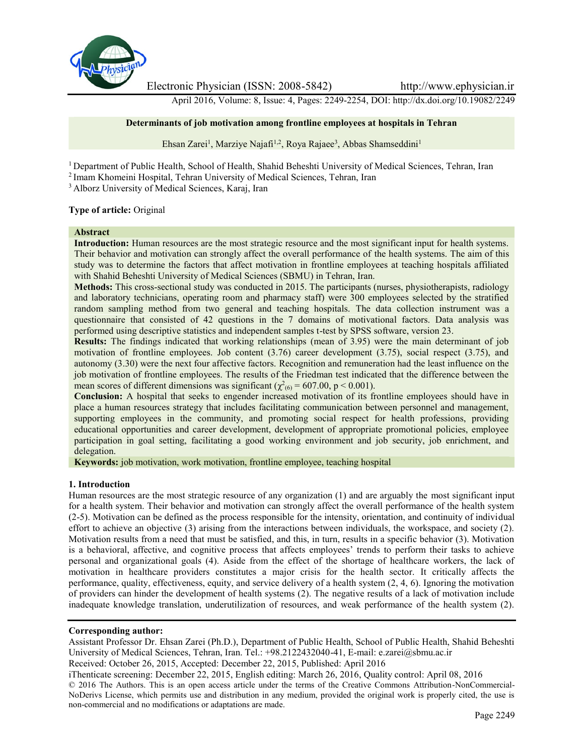# Determinants of job motivation among frontline employees at hospitals in Tehran

Ehsan Zarei[1], Marziye Najafi[1,2], Roya Rajaee[3], Abbas Shamseddini[1]

[1] Department of Public Health, School of Health, Shahid Beheshti University of Medical Sciences, Tehran, Iran
[2] Imam Khomeini Hospital, Tehran University of Medical Sciences, Tehran, Iran
[3] Alborz University of Medical Sciences, Karaj, Iran

**Type of article:** Original

**Abstract**

**Introduction:** Human resources are the most strategic resource and the most significant input for health systems. Their behavior and motivation can strongly affect the overall performance of the health systems. The aim of this study was to determine the factors that affect motivation in frontline employees at teaching hospitals affiliated with Shahid Beheshti University of Medical Sciences (SBMU) in Tehran, Iran.

**Methods:** This cross-sectional study was conducted in 2015. The participants (nurses, physiotherapists, radiology and laboratory technicians, operating room and pharmacy staff) were 300 employees selected by the stratified random sampling method from two general and teaching hospitals. The data collection instrument was a questionnaire that consisted of 42 questions in the 7 domains of motivational factors. Data analysis was performed using descriptive statistics and independent samples t-test by SPSS software, version 23.

**Results:** The findings indicated that working relationships (mean of 3.95) were the main determinant of job motivation of frontline employees. Job content (3.76) career development (3.75), social respect (3.75), and autonomy (3.30) were the next four affective factors. Recognition and remuneration had the least influence on the job motivation of frontline employees. The results of the Friedman test indicated that the difference between the mean scores of different dimensions was significant ($\chi^2_{(6)} = 607.00$, $p < 0.001$).

**Conclusion:** A hospital that seeks to engender increased motivation of its frontline employees should have in place a human resources strategy that includes facilitating communication between personnel and management, supporting employees in the community, and promoting social respect for health professions, providing educational opportunities and career development, development of appropriate promotional policies, employee participation in goal setting, facilitating a good working environment and job security, job enrichment, and delegation.

**Keywords:** job motivation, work motivation, frontline employee, teaching hospital

## 1. Introduction

Human resources are the most strategic resource of any organization (1) and are arguably the most significant input for a health system. Their behavior and motivation can strongly affect the overall performance of the health system (2-5). Motivation can be defined as the process responsible for the intensity, orientation, and continuity of individual effort to achieve an objective (3) arising from the interactions between individuals, the workspace, and society (2). Motivation results from a need that must be satisfied, and this, in turn, results in a specific behavior (3). Motivation is a behavioral, affective, and cognitive process that affects employees' trends to perform their tasks to achieve personal and organizational goals (4). Aside from the effect of the shortage of healthcare workers, the lack of motivation in healthcare providers constitutes a major crisis for the health sector. It critically affects the performance, quality, effectiveness, equity, and service delivery of a health system (2, 4, 6). Ignoring the motivation of providers can hinder the development of health systems (2). The negative results of a lack of motivation include inadequate knowledge translation, underutilization of resources, and weak performance of the health system (2).

**Corresponding author:**
Assistant Professor Dr. Ehsan Zarei (Ph.D.), Department of Public Health, School of Public Health, Shahid Beheshti University of Medical Sciences, Tehran, Iran. Tel.: +98.2122432040-41, E-mail: e.zarei@sbmu.ac.ir
Received: October 26, 2015, Accepted: December 22, 2015, Published: April 2016
iThenticate screening: December 22, 2015, English editing: March 26, 2016, Quality control: April 08, 2016
© 2016 The Authors. This is an open access article under the terms of the Creative Commons Attribution-NonCommercial-NoDerivs License, which permits use and distribution in any medium, provided the original work is properly cited, the use is non-commercial and no modifications or adaptations are made.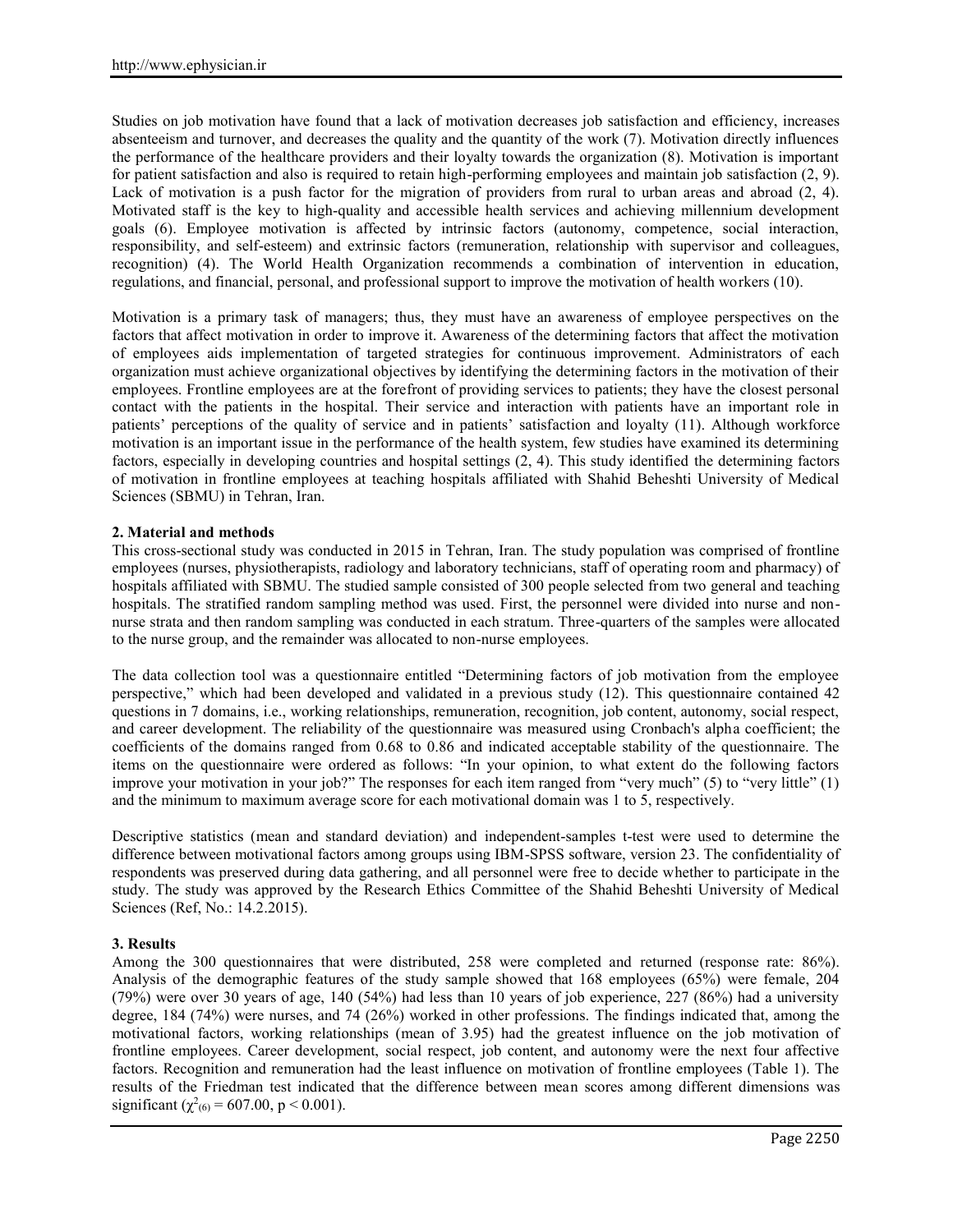Studies on job motivation have found that a lack of motivation decreases job satisfaction and efficiency, increases absenteeism and turnover, and decreases the quality and the quantity of the work (7). Motivation directly influences the performance of the healthcare providers and their loyalty towards the organization (8). Motivation is important for patient satisfaction and also is required to retain high-performing employees and maintain job satisfaction (2, 9). Lack of motivation is a push factor for the migration of providers from rural to urban areas and abroad (2, 4). Motivated staff is the key to high-quality and accessible health services and achieving millennium development goals (6). Employee motivation is affected by intrinsic factors (autonomy, competence, social interaction, responsibility, and self-esteem) and extrinsic factors (remuneration, relationship with supervisor and colleagues, recognition) (4). The World Health Organization recommends a combination of intervention in education, regulations, and financial, personal, and professional support to improve the motivation of health workers (10).

Motivation is a primary task of managers; thus, they must have an awareness of employee perspectives on the factors that affect motivation in order to improve it. Awareness of the determining factors that affect the motivation of employees aids implementation of targeted strategies for continuous improvement. Administrators of each organization must achieve organizational objectives by identifying the determining factors in the motivation of their employees. Frontline employees are at the forefront of providing services to patients; they have the closest personal contact with the patients in the hospital. Their service and interaction with patients have an important role in patients' perceptions of the quality of service and in patients' satisfaction and loyalty (11). Although workforce motivation is an important issue in the performance of the health system, few studies have examined its determining factors, especially in developing countries and hospital settings (2, 4). This study identified the determining factors of motivation in frontline employees at teaching hospitals affiliated with Shahid Beheshti University of Medical Sciences (SBMU) in Tehran, Iran.

## 2. Material and methods

This cross-sectional study was conducted in 2015 in Tehran, Iran. The study population was comprised of frontline employees (nurses, physiotherapists, radiology and laboratory technicians, staff of operating room and pharmacy) of hospitals affiliated with SBMU. The studied sample consisted of 300 people selected from two general and teaching hospitals. The stratified random sampling method was used. First, the personnel were divided into nurse and non-nurse strata and then random sampling was conducted in each stratum. Three-quarters of the samples were allocated to the nurse group, and the remainder was allocated to non-nurse employees.

The data collection tool was a questionnaire entitled "Determining factors of job motivation from the employee perspective," which had been developed and validated in a previous study (12). This questionnaire contained 42 questions in 7 domains, i.e., working relationships, remuneration, recognition, job content, autonomy, social respect, and career development. The reliability of the questionnaire was measured using Cronbach's alpha coefficient; the coefficients of the domains ranged from 0.68 to 0.86 and indicated acceptable stability of the questionnaire. The items on the questionnaire were ordered as follows: "In your opinion, to what extent do the following factors improve your motivation in your job?" The responses for each item ranged from "very much" (5) to "very little" (1) and the minimum to maximum average score for each motivational domain was 1 to 5, respectively.

Descriptive statistics (mean and standard deviation) and independent-samples t-test were used to determine the difference between motivational factors among groups using IBM-SPSS software, version 23. The confidentiality of respondents was preserved during data gathering, and all personnel were free to decide whether to participate in the study. The study was approved by the Research Ethics Committee of the Shahid Beheshti University of Medical Sciences (Ref, No.: 14.2.2015).

## 3. Results

Among the 300 questionnaires that were distributed, 258 were completed and returned (response rate: 86%). Analysis of the demographic features of the study sample showed that 168 employees (65%) were female, 204 (79%) were over 30 years of age, 140 (54%) had less than 10 years of job experience, 227 (86%) had a university degree, 184 (74%) were nurses, and 74 (26%) worked in other professions. The findings indicated that, among the motivational factors, working relationships (mean of 3.95) had the greatest influence on the job motivation of frontline employees. Career development, social respect, job content, and autonomy were the next four affective factors. Recognition and remuneration had the least influence on motivation of frontline employees (Table 1). The results of the Friedman test indicated that the difference between mean scores among different dimensions was significant ($\chi^2_{(6)} = 607.00$, $p < 0.001$).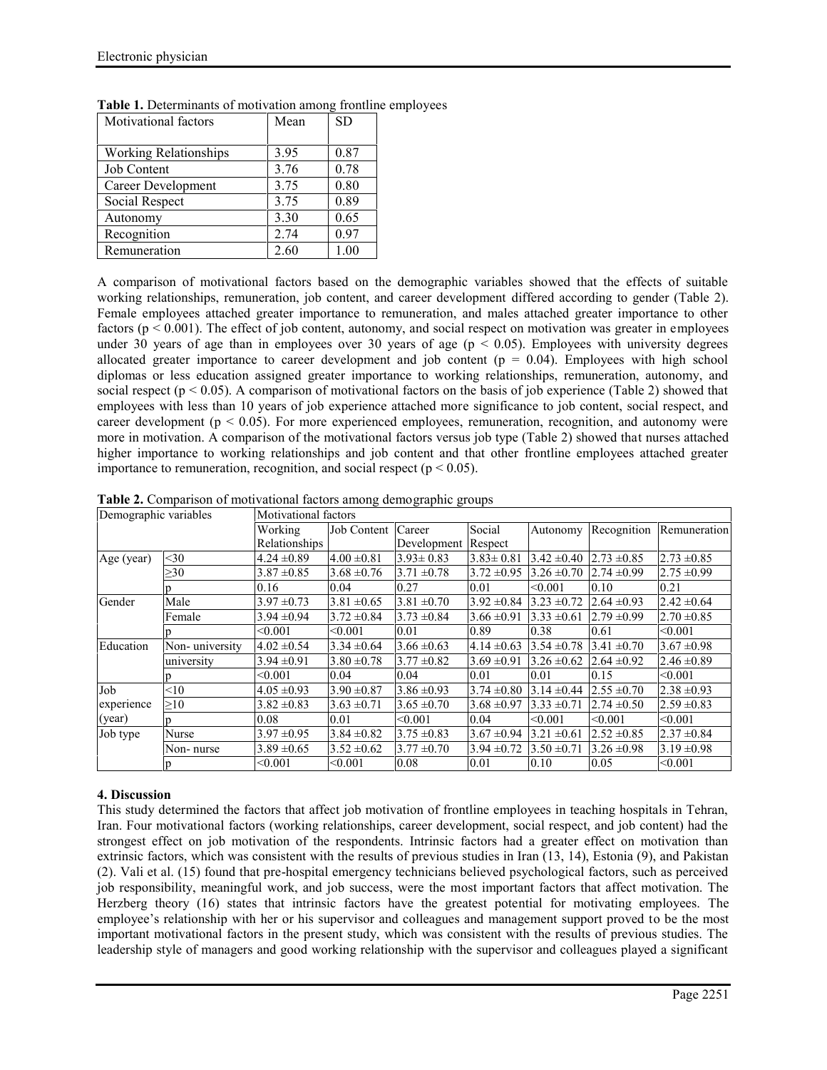**Table 1.** Determinants of motivation among frontline employees

| Motivational factors | Mean | SD |
|---|---|---|
| Working Relationships | 3.95 | 0.87 |
| Job Content | 3.76 | 0.78 |
| Career Development | 3.75 | 0.80 |
| Social Respect | 3.75 | 0.89 |
| Autonomy | 3.30 | 0.65 |
| Recognition | 2.74 | 0.97 |
| Remuneration | 2.60 | 1.00 |

A comparison of motivational factors based on the demographic variables showed that the effects of suitable working relationships, remuneration, job content, and career development differed according to gender (Table 2). Female employees attached greater importance to remuneration, and males attached greater importance to other factors ($p < 0.001$). The effect of job content, autonomy, and social respect on motivation was greater in employees under 30 years of age than in employees over 30 years of age ($p < 0.05$). Employees with university degrees allocated greater importance to career development and job content ($p = 0.04$). Employees with high school diplomas or less education assigned greater importance to working relationships, remuneration, autonomy, and social respect ($p < 0.05$). A comparison of motivational factors on the basis of job experience (Table 2) showed that employees with less than 10 years of job experience attached more significance to job content, social respect, and career development ($p < 0.05$). For more experienced employees, remuneration, recognition, and autonomy were more in motivation. A comparison of the motivational factors versus job type (Table 2) showed that nurses attached higher importance to working relationships and job content and that other frontline employees attached greater importance to remuneration, recognition, and social respect ($p < 0.05$).

**Table 2.** Comparison of motivational factors among demographic groups

| Demographic variables | | Motivational factors | | | | | | |
|---|---|---|---|---|---|---|---|---|
| | | Working Relationships | Job Content | Career Development | Social Respect | Autonomy | Recognition | Remuneration |
| Age (year) | <30 | 4.24 ±0.89 | 4.00 ±0.81 | 3.93± 0.83 | 3.83± 0.81 | 3.42 ±0.40 | 2.73 ±0.85 | 2.73 ±0.85 |
| | ≥30 | 3.87 ±0.85 | 3.68 ±0.76 | 3.71 ±0.78 | 3.72 ±0.95 | 3.26 ±0.70 | 2.74 ±0.99 | 2.75 ±0.99 |
| | p | 0.16 | 0.04 | 0.27 | 0.01 | <0.001 | 0.10 | 0.21 |
| Gender | Male | 3.97 ±0.73 | 3.81 ±0.65 | 3.81 ±0.70 | 3.92 ±0.84 | 3.23 ±0.72 | 2.64 ±0.93 | 2.42 ±0.64 |
| | Female | 3.94 ±0.94 | 3.72 ±0.84 | 3.73 ±0.84 | 3.66 ±0.91 | 3.33 ±0.61 | 2.79 ±0.99 | 2.70 ±0.85 |
| | p | <0.001 | <0.001 | 0.01 | 0.89 | 0.38 | 0.61 | <0.001 |
| Education | Non- university | 4.02 ±0.54 | 3.34 ±0.64 | 3.66 ±0.63 | 4.14 ±0.63 | 3.54 ±0.78 | 3.41 ±0.70 | 3.67 ±0.98 |
| | university | 3.94 ±0.91 | 3.80 ±0.78 | 3.77 ±0.82 | 3.69 ±0.91 | 3.26 ±0.62 | 2.64 ±0.92 | 2.46 ±0.89 |
| | p | <0.001 | 0.04 | 0.04 | 0.01 | 0.01 | 0.15 | <0.001 |
| Job experience (year) | <10 | 4.05 ±0.93 | 3.90 ±0.87 | 3.86 ±0.93 | 3.74 ±0.80 | 3.14 ±0.44 | 2.55 ±0.70 | 2.38 ±0.93 |
| | ≥10 | 3.82 ±0.83 | 3.63 ±0.71 | 3.65 ±0.70 | 3.68 ±0.97 | 3.33 ±0.71 | 2.74 ±0.50 | 2.59 ±0.83 |
| | p | 0.08 | 0.01 | <0.001 | 0.04 | <0.001 | <0.001 | <0.001 |
| Job type | Nurse | 3.97 ±0.95 | 3.84 ±0.82 | 3.75 ±0.83 | 3.67 ±0.94 | 3.21 ±0.61 | 2.52 ±0.85 | 2.37 ±0.84 |
| | Non- nurse | 3.89 ±0.65 | 3.52 ±0.62 | 3.77 ±0.70 | 3.94 ±0.72 | 3.50 ±0.71 | 3.26 ±0.98 | 3.19 ±0.98 |
| | p | <0.001 | <0.001 | 0.08 | 0.01 | 0.10 | 0.05 | <0.001 |

## 4. Discussion

This study determined the factors that affect job motivation of frontline employees in teaching hospitals in Tehran, Iran. Four motivational factors (working relationships, career development, social respect, and job content) had the strongest effect on job motivation of the respondents. Intrinsic factors had a greater effect on motivation than extrinsic factors, which was consistent with the results of previous studies in Iran (13, 14), Estonia (9), and Pakistan (2). Vali et al. (15) found that pre-hospital emergency technicians believed psychological factors, such as perceived job responsibility, meaningful work, and job success, were the most important factors that affect motivation. The Herzberg theory (16) states that intrinsic factors have the greatest potential for motivating employees. The employee's relationship with her or his supervisor and colleagues and management support proved to be the most important motivational factors in the present study, which was consistent with the results of previous studies. The leadership style of managers and good working relationship with the supervisor and colleagues played a significant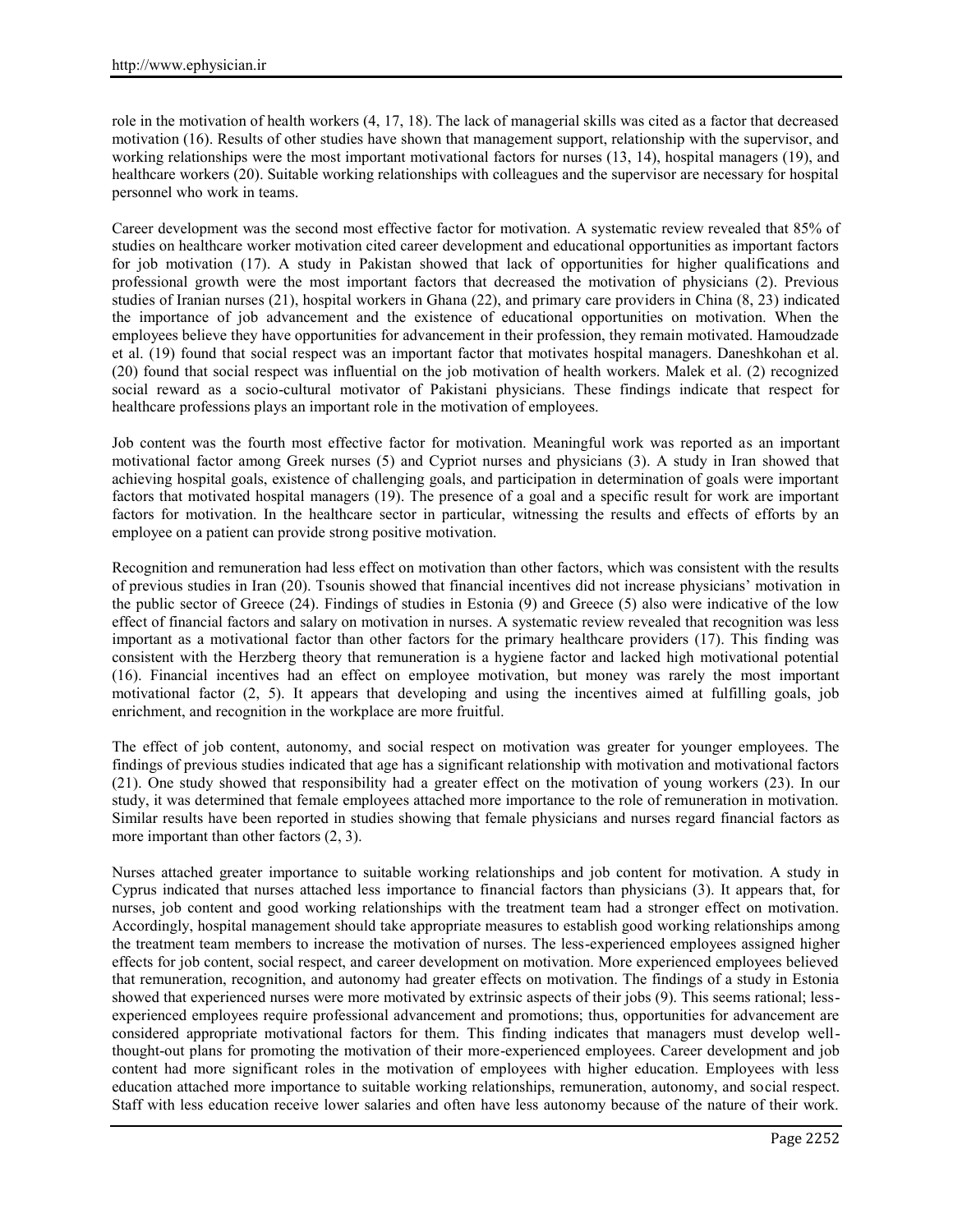role in the motivation of health workers (4, 17, 18). The lack of managerial skills was cited as a factor that decreased motivation (16). Results of other studies have shown that management support, relationship with the supervisor, and working relationships were the most important motivational factors for nurses (13, 14), hospital managers (19), and healthcare workers (20). Suitable working relationships with colleagues and the supervisor are necessary for hospital personnel who work in teams.

Career development was the second most effective factor for motivation. A systematic review revealed that 85% of studies on healthcare worker motivation cited career development and educational opportunities as important factors for job motivation (17). A study in Pakistan showed that lack of opportunities for higher qualifications and professional growth were the most important factors that decreased the motivation of physicians (2). Previous studies of Iranian nurses (21), hospital workers in Ghana (22), and primary care providers in China (8, 23) indicated the importance of job advancement and the existence of educational opportunities on motivation. When the employees believe they have opportunities for advancement in their profession, they remain motivated. Hamoudzade et al. (19) found that social respect was an important factor that motivates hospital managers. Daneshkohan et al. (20) found that social respect was influential on the job motivation of health workers. Malek et al. (2) recognized social reward as a socio-cultural motivator of Pakistani physicians. These findings indicate that respect for healthcare professions plays an important role in the motivation of employees.

Job content was the fourth most effective factor for motivation. Meaningful work was reported as an important motivational factor among Greek nurses (5) and Cypriot nurses and physicians (3). A study in Iran showed that achieving hospital goals, existence of challenging goals, and participation in determination of goals were important factors that motivated hospital managers (19). The presence of a goal and a specific result for work are important factors for motivation. In the healthcare sector in particular, witnessing the results and effects of efforts by an employee on a patient can provide strong positive motivation.

Recognition and remuneration had less effect on motivation than other factors, which was consistent with the results of previous studies in Iran (20). Tsounis showed that financial incentives did not increase physicians' motivation in the public sector of Greece (24). Findings of studies in Estonia (9) and Greece (5) also were indicative of the low effect of financial factors and salary on motivation in nurses. A systematic review revealed that recognition was less important as a motivational factor than other factors for the primary healthcare providers (17). This finding was consistent with the Herzberg theory that remuneration is a hygiene factor and lacked high motivational potential (16). Financial incentives had an effect on employee motivation, but money was rarely the most important motivational factor (2, 5). It appears that developing and using the incentives aimed at fulfilling goals, job enrichment, and recognition in the workplace are more fruitful.

The effect of job content, autonomy, and social respect on motivation was greater for younger employees. The findings of previous studies indicated that age has a significant relationship with motivation and motivational factors (21). One study showed that responsibility had a greater effect on the motivation of young workers (23). In our study, it was determined that female employees attached more importance to the role of remuneration in motivation. Similar results have been reported in studies showing that female physicians and nurses regard financial factors as more important than other factors (2, 3).

Nurses attached greater importance to suitable working relationships and job content for motivation. A study in Cyprus indicated that nurses attached less importance to financial factors than physicians (3). It appears that, for nurses, job content and good working relationships with the treatment team had a stronger effect on motivation. Accordingly, hospital management should take appropriate measures to establish good working relationships among the treatment team members to increase the motivation of nurses. The less-experienced employees assigned higher effects for job content, social respect, and career development on motivation. More experienced employees believed that remuneration, recognition, and autonomy had greater effects on motivation. The findings of a study in Estonia showed that experienced nurses were more motivated by extrinsic aspects of their jobs (9). This seems rational; less-experienced employees require professional advancement and promotions; thus, opportunities for advancement are considered appropriate motivational factors for them. This finding indicates that managers must develop well-thought-out plans for promoting the motivation of their more-experienced employees. Career development and job content had more significant roles in the motivation of employees with higher education. Employees with less education attached more importance to suitable working relationships, remuneration, autonomy, and social respect. Staff with less education receive lower salaries and often have less autonomy because of the nature of their work.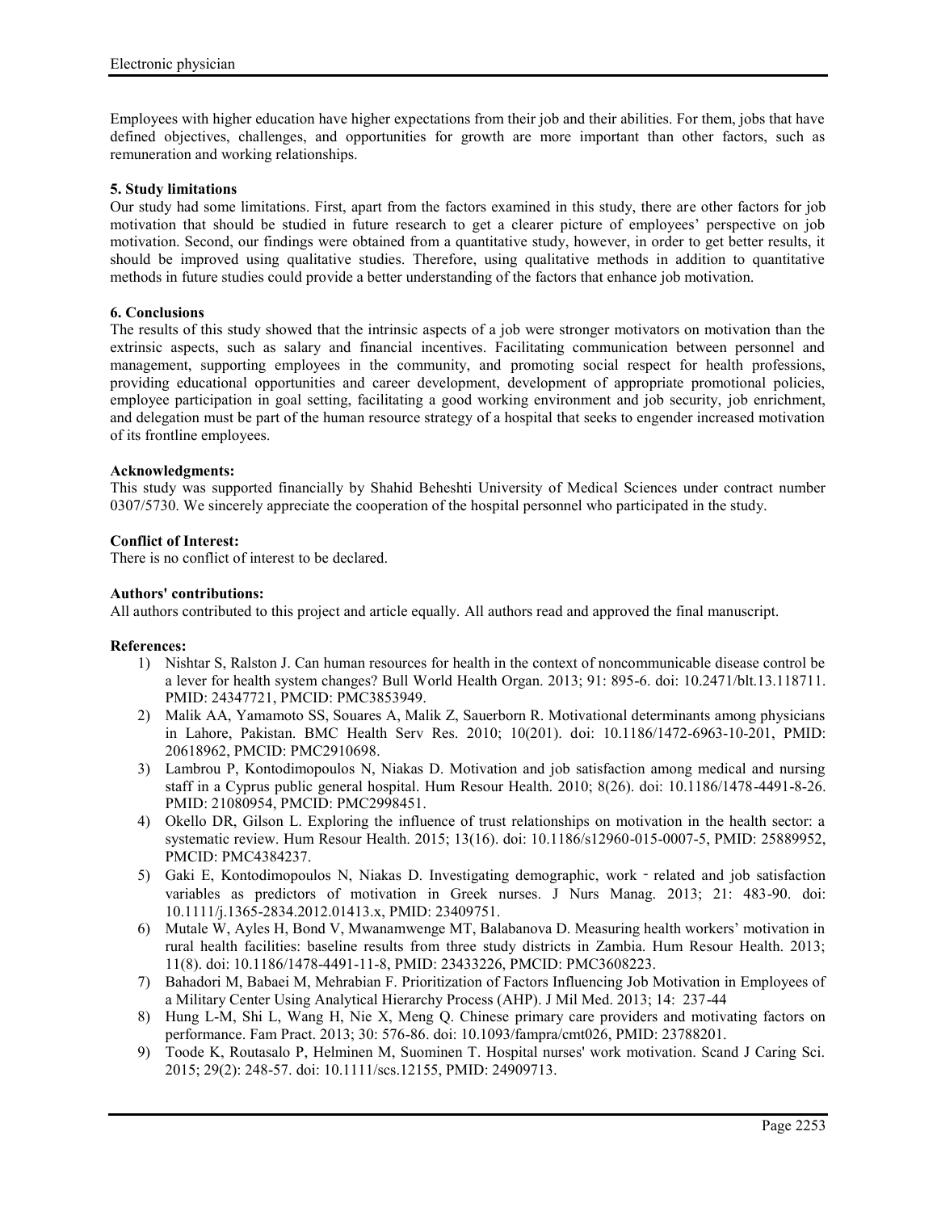Employees with higher education have higher expectations from their job and their abilities. For them, jobs that have defined objectives, challenges, and opportunities for growth are more important than other factors, such as remuneration and working relationships.

### 5. Study limitations

Our study had some limitations. First, apart from the factors examined in this study, there are other factors for job motivation that should be studied in future research to get a clearer picture of employees' perspective on job motivation. Second, our findings were obtained from a quantitative study, however, in order to get better results, it should be improved using qualitative studies. Therefore, using qualitative methods in addition to quantitative methods in future studies could provide a better understanding of the factors that enhance job motivation.

### 6. Conclusions

The results of this study showed that the intrinsic aspects of a job were stronger motivators on motivation than the extrinsic aspects, such as salary and financial incentives. Facilitating communication between personnel and management, supporting employees in the community, and promoting social respect for health professions, providing educational opportunities and career development, development of appropriate promotional policies, employee participation in goal setting, facilitating a good working environment and job security, job enrichment, and delegation must be part of the human resource strategy of a hospital that seeks to engender increased motivation of its frontline employees.

**Acknowledgments:**

This study was supported financially by Shahid Beheshti University of Medical Sciences under contract number 0307/5730. We sincerely appreciate the cooperation of the hospital personnel who participated in the study.

**Conflict of Interest:**

There is no conflict of interest to be declared.

**Authors' contributions:**

All authors contributed to this project and article equally. All authors read and approved the final manuscript.

**References:**

1) Nishtar S, Ralston J. Can human resources for health in the context of noncommunicable disease control be a lever for health system changes? Bull World Health Organ. 2013; 91: 895-6. doi: 10.2471/blt.13.118711. PMID: 24347721, PMCID: PMC3853949.
2) Malik AA, Yamamoto SS, Souares A, Malik Z, Sauerborn R. Motivational determinants among physicians in Lahore, Pakistan. BMC Health Serv Res. 2010; 10(201). doi: 10.1186/1472-6963-10-201, PMID: 20618962, PMCID: PMC2910698.
3) Lambrou P, Kontodimopoulos N, Niakas D. Motivation and job satisfaction among medical and nursing staff in a Cyprus public general hospital. Hum Resour Health. 2010; 8(26). doi: 10.1186/1478-4491-8-26. PMID: 21080954, PMCID: PMC2998451.
4) Okello DR, Gilson L. Exploring the influence of trust relationships on motivation in the health sector: a systematic review. Hum Resour Health. 2015; 13(16). doi: 10.1186/s12960-015-0007-5, PMID: 25889952, PMCID: PMC4384237.
5) Gaki E, Kontodimopoulos N, Niakas D. Investigating demographic, work‐related and job satisfaction variables as predictors of motivation in Greek nurses. J Nurs Manag. 2013; 21: 483-90. doi: 10.1111/j.1365-2834.2012.01413.x, PMID: 23409751.
6) Mutale W, Ayles H, Bond V, Mwanamwenge MT, Balabanova D. Measuring health workers' motivation in rural health facilities: baseline results from three study districts in Zambia. Hum Resour Health. 2013; 11(8). doi: 10.1186/1478-4491-11-8, PMID: 23433226, PMCID: PMC3608223.
7) Bahadori M, Babaei M, Mehrabian F. Prioritization of Factors Influencing Job Motivation in Employees of a Military Center Using Analytical Hierarchy Process (AHP). J Mil Med. 2013; 14: 237-44
8) Hung L-M, Shi L, Wang H, Nie X, Meng Q. Chinese primary care providers and motivating factors on performance. Fam Pract. 2013; 30: 576-86. doi: 10.1093/fampra/cmt026, PMID: 23788201.
9) Toode K, Routasalo P, Helminen M, Suominen T. Hospital nurses' work motivation. Scand J Caring Sci. 2015; 29(2): 248-57. doi: 10.1111/scs.12155, PMID: 24909713.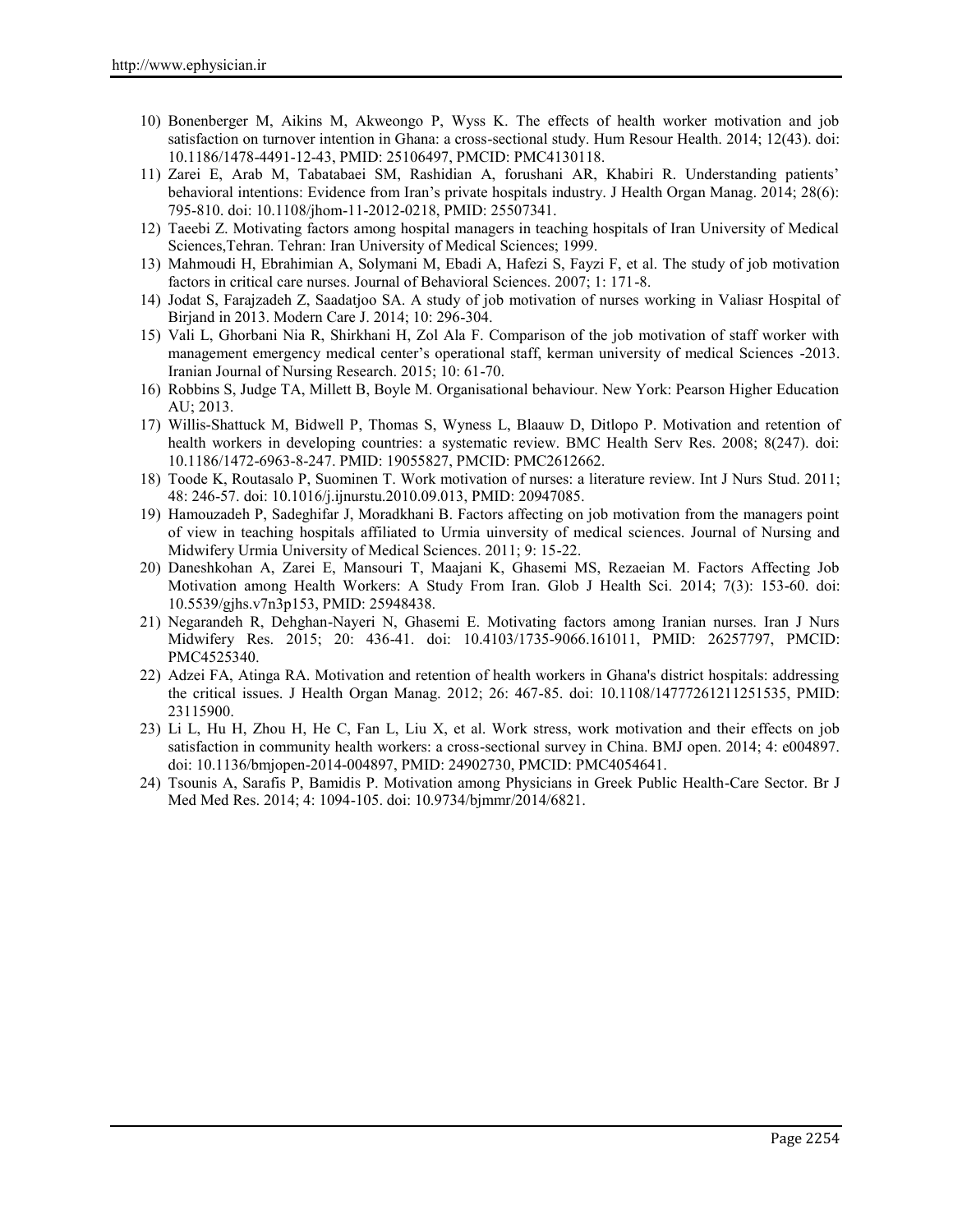10) Bonenberger M, Aikins M, Akweongo P, Wyss K. The effects of health worker motivation and job satisfaction on turnover intention in Ghana: a cross-sectional study. Hum Resour Health. 2014; 12(43). doi: 10.1186/1478-4491-12-43, PMID: 25106497, PMCID: PMC4130118.
11) Zarei E, Arab M, Tabatabaei SM, Rashidian A, forushani AR, Khabiri R. Understanding patients' behavioral intentions: Evidence from Iran's private hospitals industry. J Health Organ Manag. 2014; 28(6): 795-810. doi: 10.1108/jhom-11-2012-0218, PMID: 25507341.
12) Taeebi Z. Motivating factors among hospital managers in teaching hospitals of Iran University of Medical Sciences,Tehran. Tehran: Iran University of Medical Sciences; 1999.
13) Mahmoudi H, Ebrahimian A, Solymani M, Ebadi A, Hafezi S, Fayzi F, et al. The study of job motivation factors in critical care nurses. Journal of Behavioral Sciences. 2007; 1: 171-8.
14) Jodat S, Farajzadeh Z, Saadatjoo SA. A study of job motivation of nurses working in Valiasr Hospital of Birjand in 2013. Modern Care J. 2014; 10: 296-304.
15) Vali L, Ghorbani Nia R, Shirkhani H, Zol Ala F. Comparison of the job motivation of staff worker with management emergency medical center's operational staff, kerman university of medical Sciences -2013. Iranian Journal of Nursing Research. 2015; 10: 61-70.
16) Robbins S, Judge TA, Millett B, Boyle M. Organisational behaviour. New York: Pearson Higher Education AU; 2013.
17) Willis-Shattuck M, Bidwell P, Thomas S, Wyness L, Blaauw D, Ditlopo P. Motivation and retention of health workers in developing countries: a systematic review. BMC Health Serv Res. 2008; 8(247). doi: 10.1186/1472-6963-8-247. PMID: 19055827, PMCID: PMC2612662.
18) Toode K, Routasalo P, Suominen T. Work motivation of nurses: a literature review. Int J Nurs Stud. 2011; 48: 246-57. doi: 10.1016/j.ijnurstu.2010.09.013, PMID: 20947085.
19) Hamouzadeh P, Sadeghifar J, Moradkhani B. Factors affecting on job motivation from the managers point of view in teaching hospitals affiliated to Urmia uinversity of medical sciences. Journal of Nursing and Midwifery Urmia University of Medical Sciences. 2011; 9: 15-22.
20) Daneshkohan A, Zarei E, Mansouri T, Maajani K, Ghasemi MS, Rezaeian M. Factors Affecting Job Motivation among Health Workers: A Study From Iran. Glob J Health Sci. 2014; 7(3): 153-60. doi: 10.5539/gjhs.v7n3p153, PMID: 25948438.
21) Negarandeh R, Dehghan-Nayeri N, Ghasemi E. Motivating factors among Iranian nurses. Iran J Nurs Midwifery Res. 2015; 20: 436-41. doi: 10.4103/1735-9066.161011, PMID: 26257797, PMCID: PMC4525340.
22) Adzei FA, Atinga RA. Motivation and retention of health workers in Ghana's district hospitals: addressing the critical issues. J Health Organ Manag. 2012; 26: 467-85. doi: 10.1108/14777261211251535, PMID: 23115900.
23) Li L, Hu H, Zhou H, He C, Fan L, Liu X, et al. Work stress, work motivation and their effects on job satisfaction in community health workers: a cross-sectional survey in China. BMJ open. 2014; 4: e004897. doi: 10.1136/bmjopen-2014-004897, PMID: 24902730, PMCID: PMC4054641.
24) Tsounis A, Sarafis P, Bamidis P. Motivation among Physicians in Greek Public Health-Care Sector. Br J Med Med Res. 2014; 4: 1094-105. doi: 10.9734/bjmmr/2014/6821.